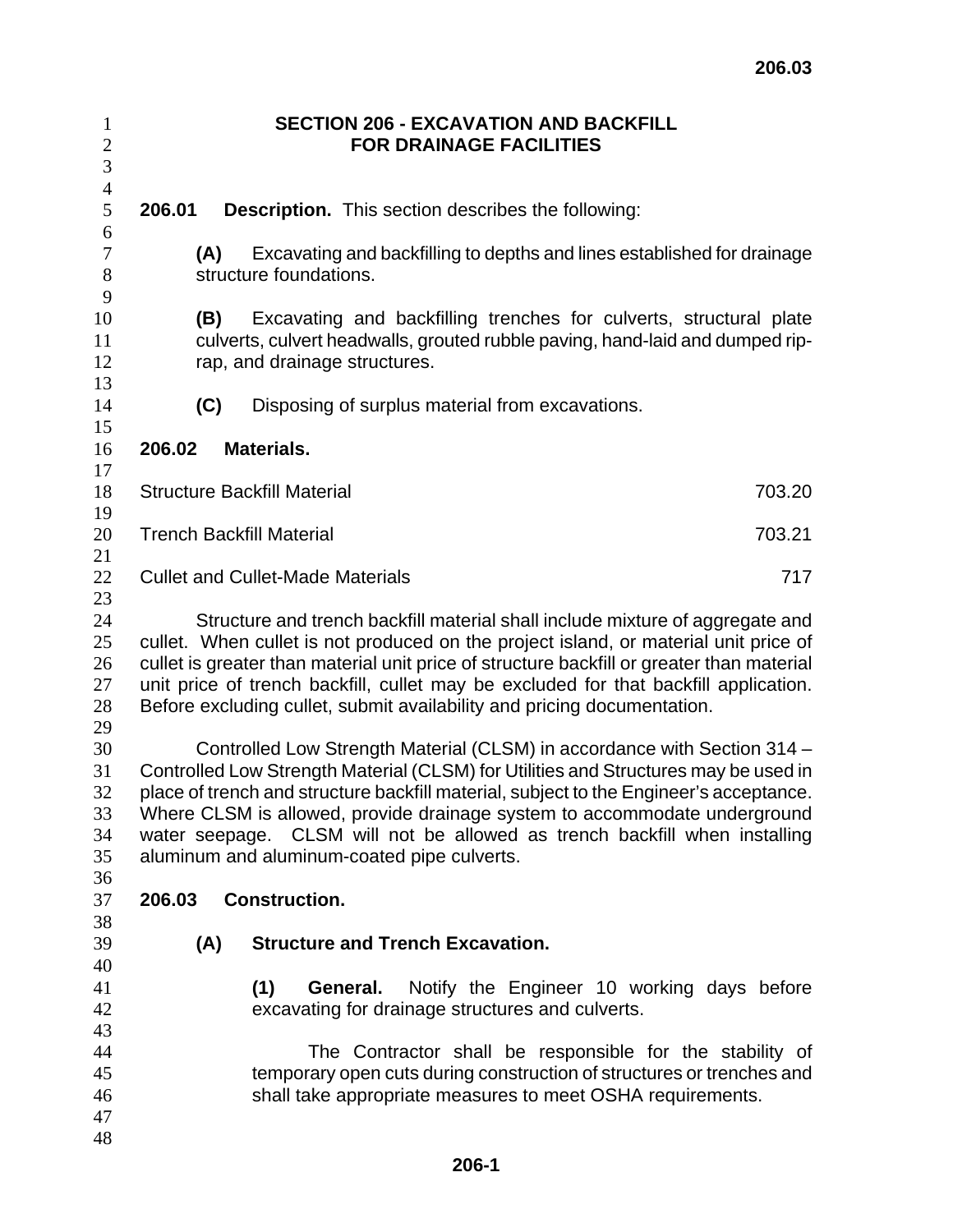# SECTION 206 - EXCAVATION AND BACKFILL FOR DRAINAGE FACILITIES

**206.01 Description.** This section describes the following:

**(A)** Excavating and backfilling to depths and lines established for drainage structure foundations.

**(B)** Excavating and backfilling trenches for culverts, structural plate culverts, culvert headwalls, grouted rubble paving, hand-laid and dumped rip-rap, and drainage structures.

**(C)** Disposing of surplus material from excavations.

**206.02 Materials.**

| | |
|---|---|
| Structure Backfill Material | 703.20 |
| Trench Backfill Material | 703.21 |
| Cullet and Cullet-Made Materials | 717 |

Structure and trench backfill material shall include mixture of aggregate and cullet. When cullet is not produced on the project island, or material unit price of cullet is greater than material unit price of structure backfill or greater than material unit price of trench backfill, cullet may be excluded for that backfill application. Before excluding cullet, submit availability and pricing documentation.

Controlled Low Strength Material (CLSM) in accordance with Section 314 – Controlled Low Strength Material (CLSM) for Utilities and Structures may be used in place of trench and structure backfill material, subject to the Engineer's acceptance. Where CLSM is allowed, provide drainage system to accommodate underground water seepage. CLSM will not be allowed as trench backfill when installing aluminum and aluminum-coated pipe culverts.

**206.03 Construction.**

**(A) Structure and Trench Excavation.**

**(1) General.** Notify the Engineer 10 working days before excavating for drainage structures and culverts.

The Contractor shall be responsible for the stability of temporary open cuts during construction of structures or trenches and shall take appropriate measures to meet OSHA requirements.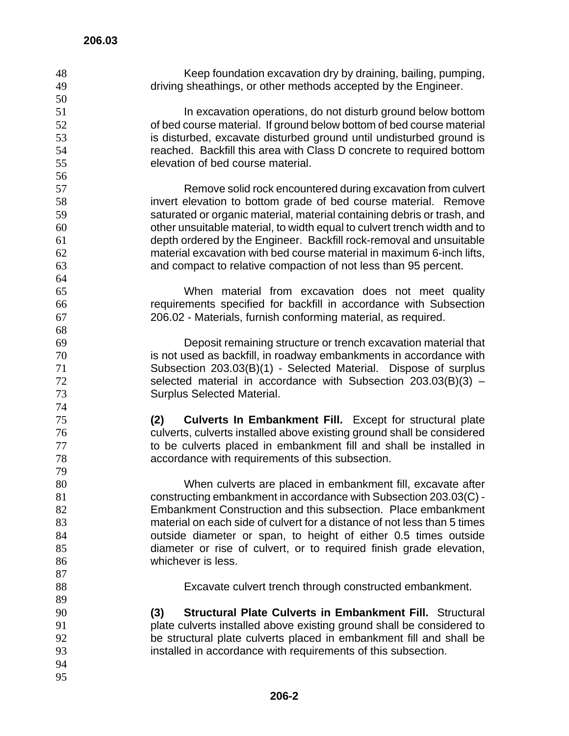Keep foundation excavation dry by draining, bailing, pumping, driving sheathings, or other methods accepted by the Engineer.

In excavation operations, do not disturb ground below bottom of bed course material. If ground below bottom of bed course material is disturbed, excavate disturbed ground until undisturbed ground is reached. Backfill this area with Class D concrete to required bottom elevation of bed course material.

Remove solid rock encountered during excavation from culvert invert elevation to bottom grade of bed course material. Remove saturated or organic material, material containing debris or trash, and other unsuitable material, to width equal to culvert trench width and to depth ordered by the Engineer. Backfill rock-removal and unsuitable material excavation with bed course material in maximum 6-inch lifts, and compact to relative compaction of not less than 95 percent.

When material from excavation does not meet quality requirements specified for backfill in accordance with Subsection 206.02 - Materials, furnish conforming material, as required.

Deposit remaining structure or trench excavation material that is not used as backfill, in roadway embankments in accordance with Subsection 203.03(B)(1) - Selected Material. Dispose of surplus selected material in accordance with Subsection 203.03(B)(3) – Surplus Selected Material.

**(2) Culverts In Embankment Fill.** Except for structural plate culverts, culverts installed above existing ground shall be considered to be culverts placed in embankment fill and shall be installed in accordance with requirements of this subsection.

When culverts are placed in embankment fill, excavate after constructing embankment in accordance with Subsection 203.03(C) - Embankment Construction and this subsection. Place embankment material on each side of culvert for a distance of not less than 5 times outside diameter or span, to height of either 0.5 times outside diameter or rise of culvert, or to required finish grade elevation, whichever is less.

Excavate culvert trench through constructed embankment.

**(3) Structural Plate Culverts in Embankment Fill.** Structural plate culverts installed above existing ground shall be considered to be structural plate culverts placed in embankment fill and shall be installed in accordance with requirements of this subsection.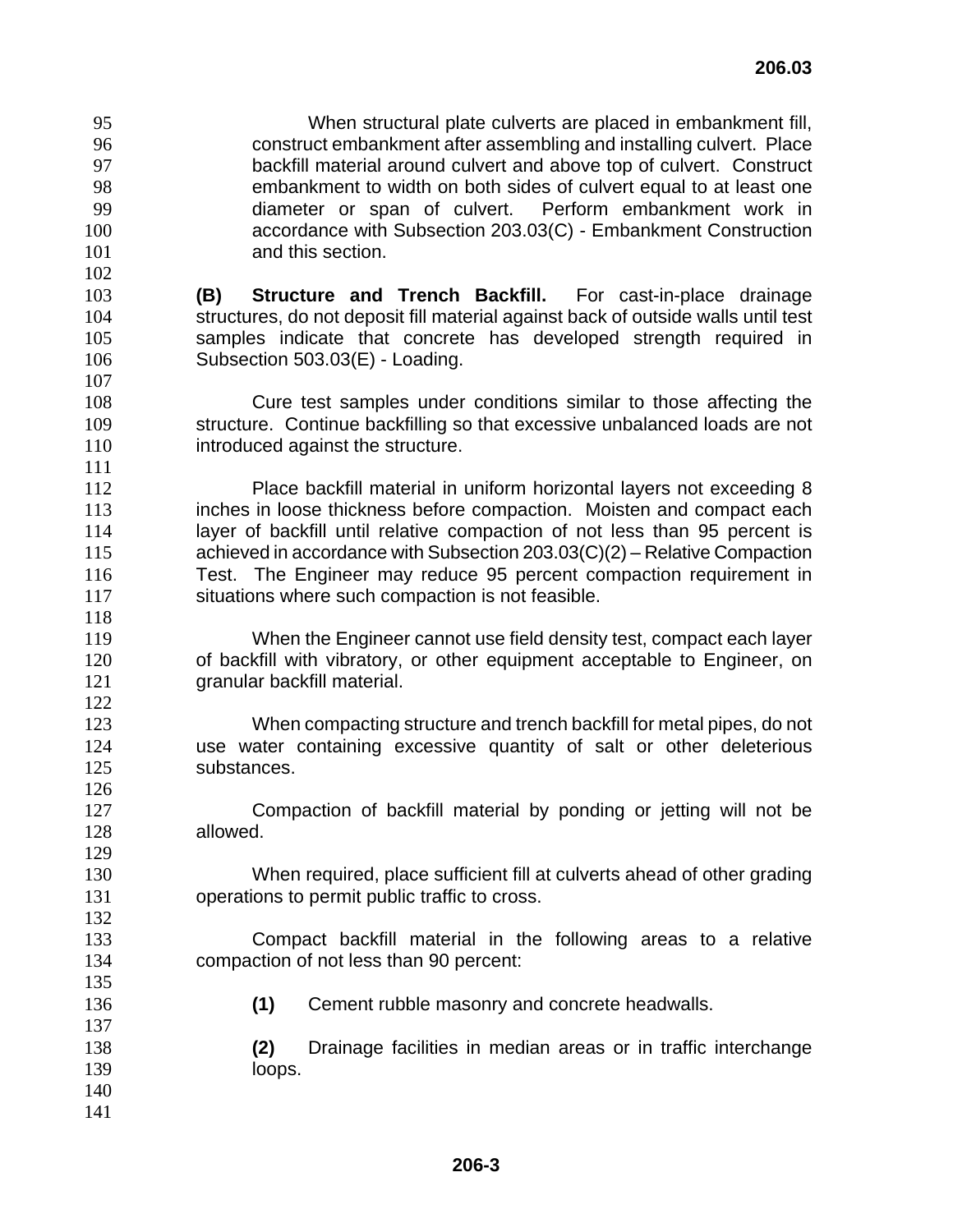When structural plate culverts are placed in embankment fill, construct embankment after assembling and installing culvert. Place backfill material around culvert and above top of culvert. Construct embankment to width on both sides of culvert equal to at least one diameter or span of culvert. Perform embankment work in accordance with Subsection 203.03(C) - Embankment Construction and this section.

**(B) Structure and Trench Backfill.** For cast-in-place drainage structures, do not deposit fill material against back of outside walls until test samples indicate that concrete has developed strength required in Subsection 503.03(E) - Loading.

Cure test samples under conditions similar to those affecting the structure. Continue backfilling so that excessive unbalanced loads are not introduced against the structure.

Place backfill material in uniform horizontal layers not exceeding 8 inches in loose thickness before compaction. Moisten and compact each layer of backfill until relative compaction of not less than 95 percent is achieved in accordance with Subsection 203.03(C)(2) – Relative Compaction Test. The Engineer may reduce 95 percent compaction requirement in situations where such compaction is not feasible.

When the Engineer cannot use field density test, compact each layer of backfill with vibratory, or other equipment acceptable to Engineer, on granular backfill material.

When compacting structure and trench backfill for metal pipes, do not use water containing excessive quantity of salt or other deleterious substances.

Compaction of backfill material by ponding or jetting will not be allowed.

When required, place sufficient fill at culverts ahead of other grading operations to permit public traffic to cross.

Compact backfill material in the following areas to a relative compaction of not less than 90 percent:

**(1)** Cement rubble masonry and concrete headwalls.

**(2)** Drainage facilities in median areas or in traffic interchange loops.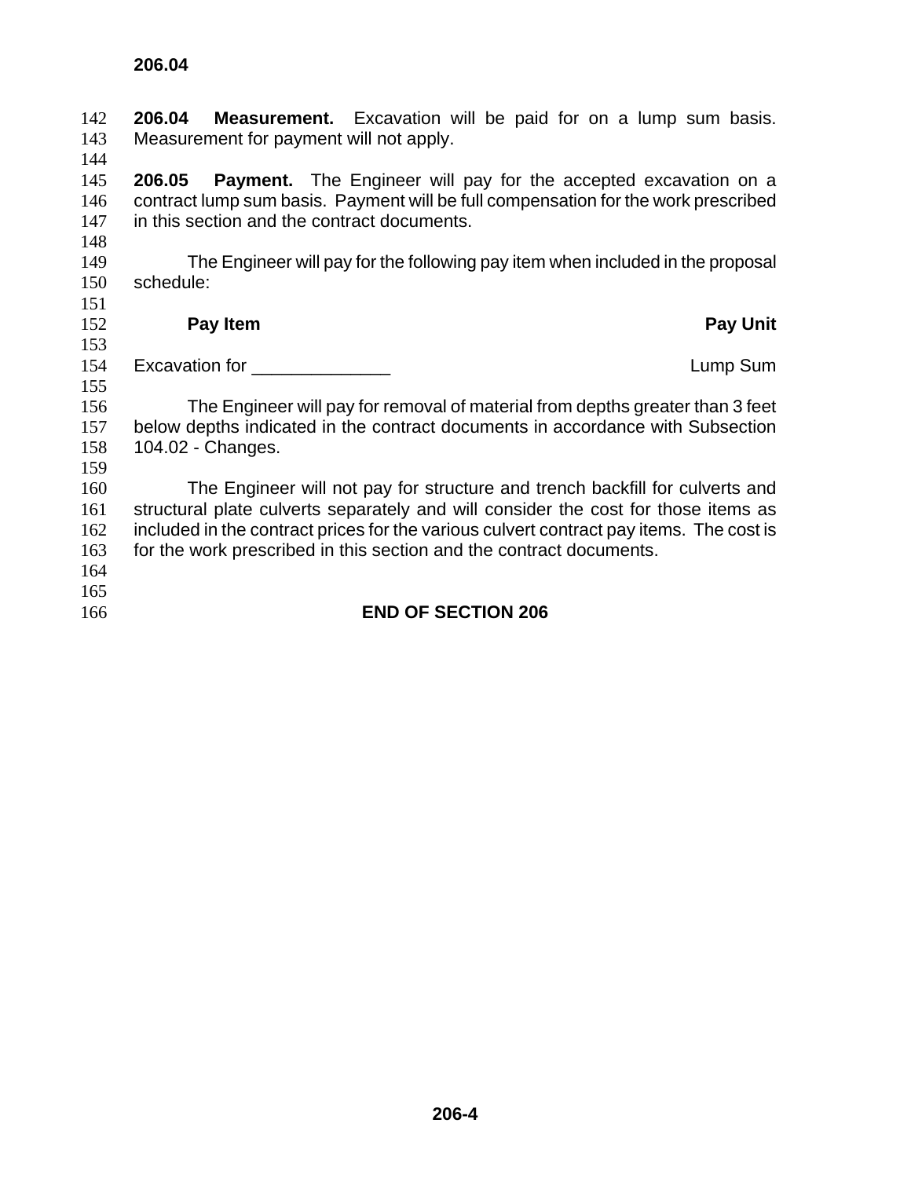**206.04 Measurement.** Excavation will be paid for on a lump sum basis. Measurement for payment will not apply.

**206.05 Payment.** The Engineer will pay for the accepted excavation on a contract lump sum basis. Payment will be full compensation for the work prescribed in this section and the contract documents.

The Engineer will pay for the following pay item when included in the proposal schedule:

| Pay Item | Pay Unit |
|---|---|
| Excavation for ______________ | Lump Sum |

The Engineer will pay for removal of material from depths greater than 3 feet below depths indicated in the contract documents in accordance with Subsection 104.02 - Changes.

The Engineer will not pay for structure and trench backfill for culverts and structural plate culverts separately and will consider the cost for those items as included in the contract prices for the various culvert contract pay items. The cost is for the work prescribed in this section and the contract documents.

**END OF SECTION 206**